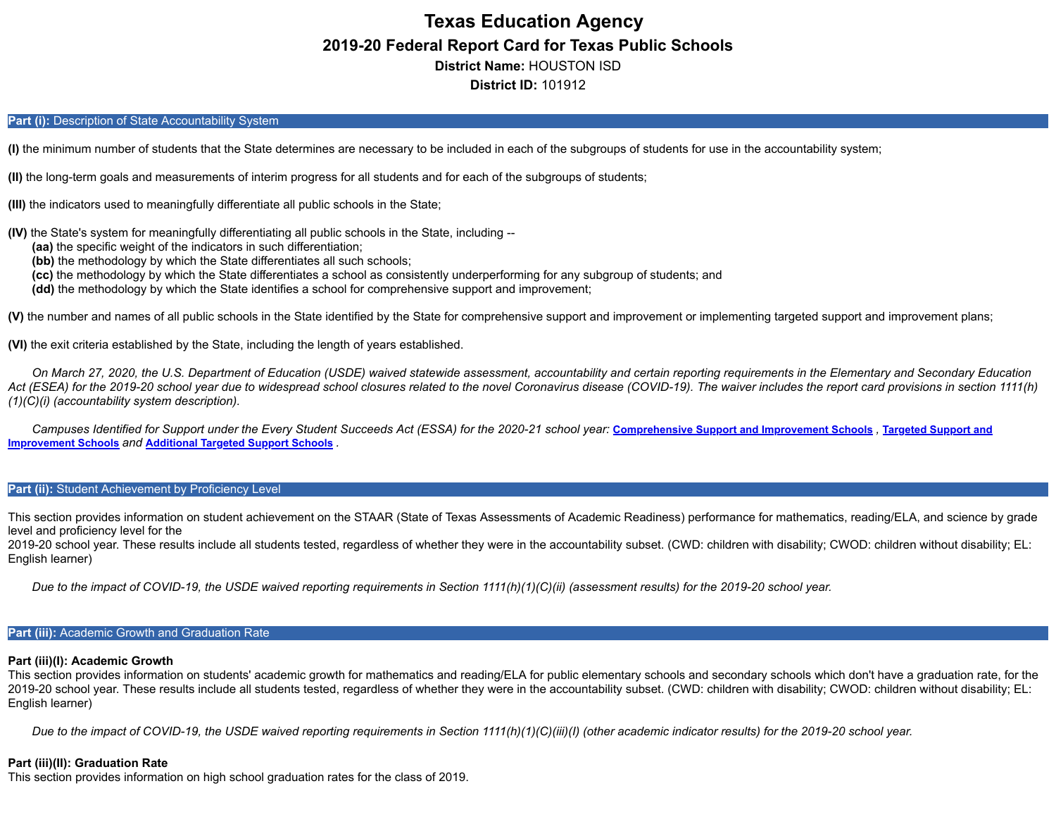# Texas Education Agency

## 2019-20 Federal Report Card for Texas Public Schools

**District Name:** HOUSTON ISD

**District ID:** 101912

## **Part (i):** Description of State Accountability System

**(I)** the minimum number of students that the State determines are necessary to be included in each of the subgroups of students for use in the accountability system;

**(II)** the long-term goals and measurements of interim progress for all students and for each of the subgroups of students;

**(III)** the indicators used to meaningfully differentiate all public schools in the State;

**(IV)** the State's system for meaningfully differentiating all public schools in the State, including --
- **(aa)** the specific weight of the indicators in such differentiation;
- **(bb)** the methodology by which the State differentiates all such schools;
- **(cc)** the methodology by which the State differentiates a school as consistently underperforming for any subgroup of students; and
- **(dd)** the methodology by which the State identifies a school for comprehensive support and improvement;

**(V)** the number and names of all public schools in the State identified by the State for comprehensive support and improvement or implementing targeted support and improvement plans;

**(VI)** the exit criteria established by the State, including the length of years established.

*On March 27, 2020, the U.S. Department of Education (USDE) waived statewide assessment, accountability and certain reporting requirements in the Elementary and Secondary Education Act (ESEA) for the 2019-20 school year due to widespread school closures related to the novel Coronavirus disease (COVID-19). The waiver includes the report card provisions in section 1111(h)(1)(C)(i) (accountability system description).*

*Campuses Identified for Support under the Every Student Succeeds Act (ESSA) for the 2020-21 school year:* **Comprehensive Support and Improvement Schools** , **Targeted Support and Improvement Schools** *and* **Additional Targeted Support Schools** .

## **Part (ii):** Student Achievement by Proficiency Level

This section provides information on student achievement on the STAAR (State of Texas Assessments of Academic Readiness) performance for mathematics, reading/ELA, and science by grade level and proficiency level for the 2019-20 school year. These results include all students tested, regardless of whether they were in the accountability subset. (CWD: children with disability; CWOD: children without disability; EL: English learner)

*Due to the impact of COVID-19, the USDE waived reporting requirements in Section 1111(h)(1)(C)(ii) (assessment results) for the 2019-20 school year.*

## **Part (iii):** Academic Growth and Graduation Rate

### Part (iii)(I): Academic Growth

This section provides information on students' academic growth for mathematics and reading/ELA for public elementary schools and secondary schools which don't have a graduation rate, for the 2019-20 school year. These results include all students tested, regardless of whether they were in the accountability subset. (CWD: children with disability; CWOD: children without disability; EL: English learner)

*Due to the impact of COVID-19, the USDE waived reporting requirements in Section 1111(h)(1)(C)(iii)(I) (other academic indicator results) for the 2019-20 school year.*

### Part (iii)(II): Graduation Rate

This section provides information on high school graduation rates for the class of 2019.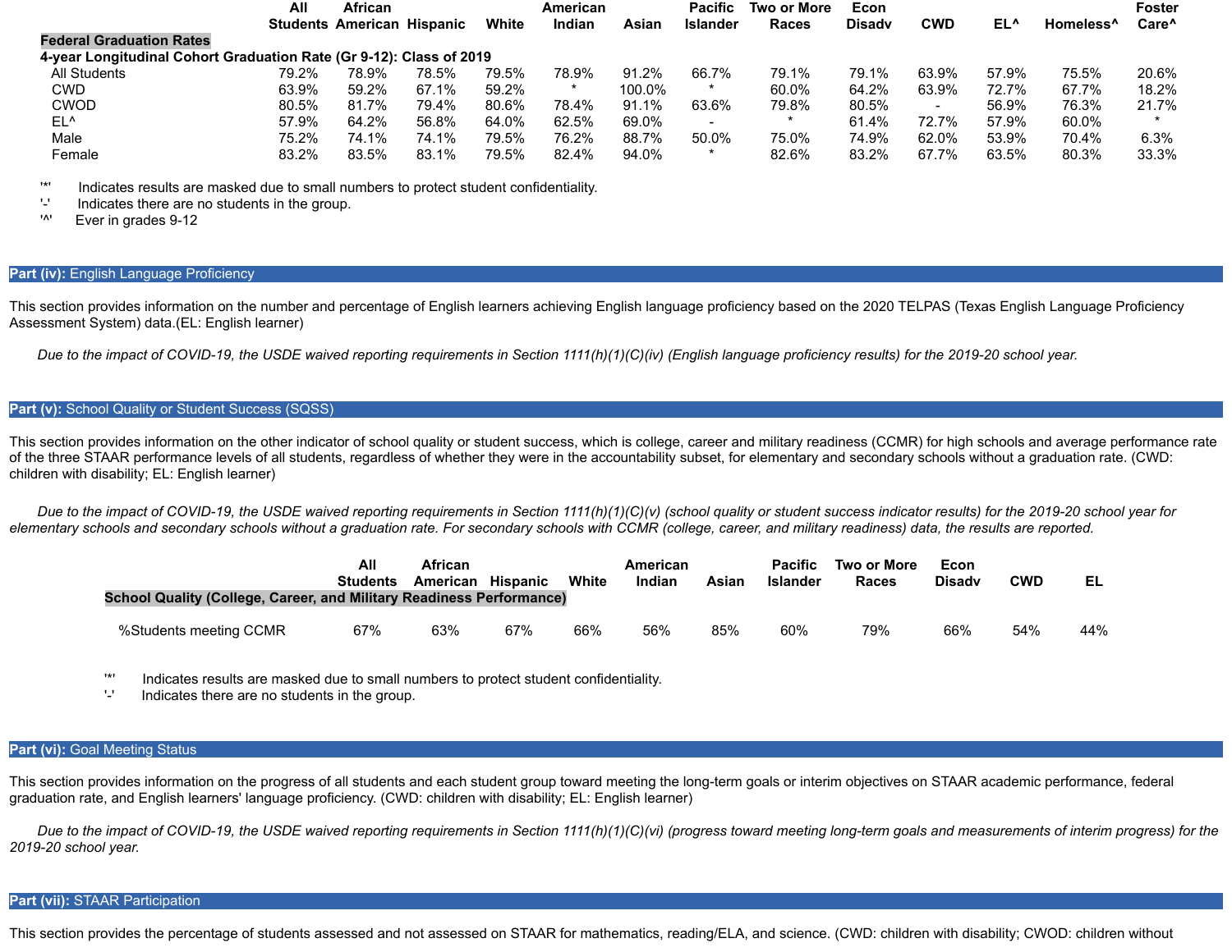| | All Students | African American | Hispanic | White | American Indian | Asian | Pacific Islander | Two or More Races | Econ Disadv | CWD | EL^ | Homeless^ | Foster Care^ |
|---|---|---|---|---|---|---|---|---|---|---|---|---|---|
| **Federal Graduation Rates** | | | | | | | | | | | | | |
| **4-year Longitudinal Cohort Graduation Rate (Gr 9-12): Class of 2019** | | | | | | | | | | | | | |
| All Students | 79.2% | 78.9% | 78.5% | 79.5% | 78.9% | 91.2% | 66.7% | 79.1% | 79.1% | 63.9% | 57.9% | 75.5% | 20.6% |
| CWD | 63.9% | 59.2% | 67.1% | 59.2% | * | 100.0% | * | 60.0% | 64.2% | 63.9% | 72.7% | 67.7% | 18.2% |
| CWOD | 80.5% | 81.7% | 79.4% | 80.6% | 78.4% | 91.1% | 63.6% | 79.8% | 80.5% | - | 56.9% | 76.3% | 21.7% |
| EL^ | 57.9% | 64.2% | 56.8% | 64.0% | 62.5% | 69.0% | - | * | 61.4% | 72.7% | 57.9% | 60.0% | * |
| Male | 75.2% | 74.1% | 74.1% | 79.5% | 76.2% | 88.7% | 50.0% | 75.0% | 74.9% | 62.0% | 53.9% | 70.4% | 6.3% |
| Female | 83.2% | 83.5% | 83.1% | 79.5% | 82.4% | 94.0% | * | 82.6% | 83.2% | 67.7% | 63.5% | 80.3% | 33.3% |

'*' Indicates results are masked due to small numbers to protect student confidentiality.
'-' Indicates there are no students in the group.
'^' Ever in grades 9-12

## Part (iv): English Language Proficiency

This section provides information on the number and percentage of English learners achieving English language proficiency based on the 2020 TELPAS (Texas English Language Proficiency Assessment System) data.(EL: English learner)

*Due to the impact of COVID-19, the USDE waived reporting requirements in Section 1111(h)(1)(C)(iv) (English language proficiency results) for the 2019-20 school year.*

## Part (v): School Quality or Student Success (SQSS)

This section provides information on the other indicator of school quality or student success, which is college, career and military readiness (CCMR) for high schools and average performance rate of the three STAAR performance levels of all students, regardless of whether they were in the accountability subset, for elementary and secondary schools without a graduation rate. (CWD: children with disability; EL: English learner)

*Due to the impact of COVID-19, the USDE waived reporting requirements in Section 1111(h)(1)(C)(v) (school quality or student success indicator results) for the 2019-20 school year for elementary schools and secondary schools without a graduation rate. For secondary schools with CCMR (college, career, and military readiness) data, the results are reported.*

| | All Students | African American | Hispanic | White | American Indian | Asian | Pacific Islander | Two or More Races | Econ Disadv | CWD | EL |
|---|---|---|---|---|---|---|---|---|---|---|---|
| **School Quality (College, Career, and Military Readiness Performance)** | | | | | | | | | | | |
| %Students meeting CCMR | 67% | 63% | 67% | 66% | 56% | 85% | 60% | 79% | 66% | 54% | 44% |

'*' Indicates results are masked due to small numbers to protect student confidentiality.
'-' Indicates there are no students in the group.

## Part (vi): Goal Meeting Status

This section provides information on the progress of all students and each student group toward meeting the long-term goals or interim objectives on STAAR academic performance, federal graduation rate, and English learners' language proficiency. (CWD: children with disability; EL: English learner)

*Due to the impact of COVID-19, the USDE waived reporting requirements in Section 1111(h)(1)(C)(vi) (progress toward meeting long-term goals and measurements of interim progress) for the 2019-20 school year.*

## Part (vii): STAAR Participation

This section provides the percentage of students assessed and not assessed on STAAR for mathematics, reading/ELA, and science. (CWD: children with disability; CWOD: children without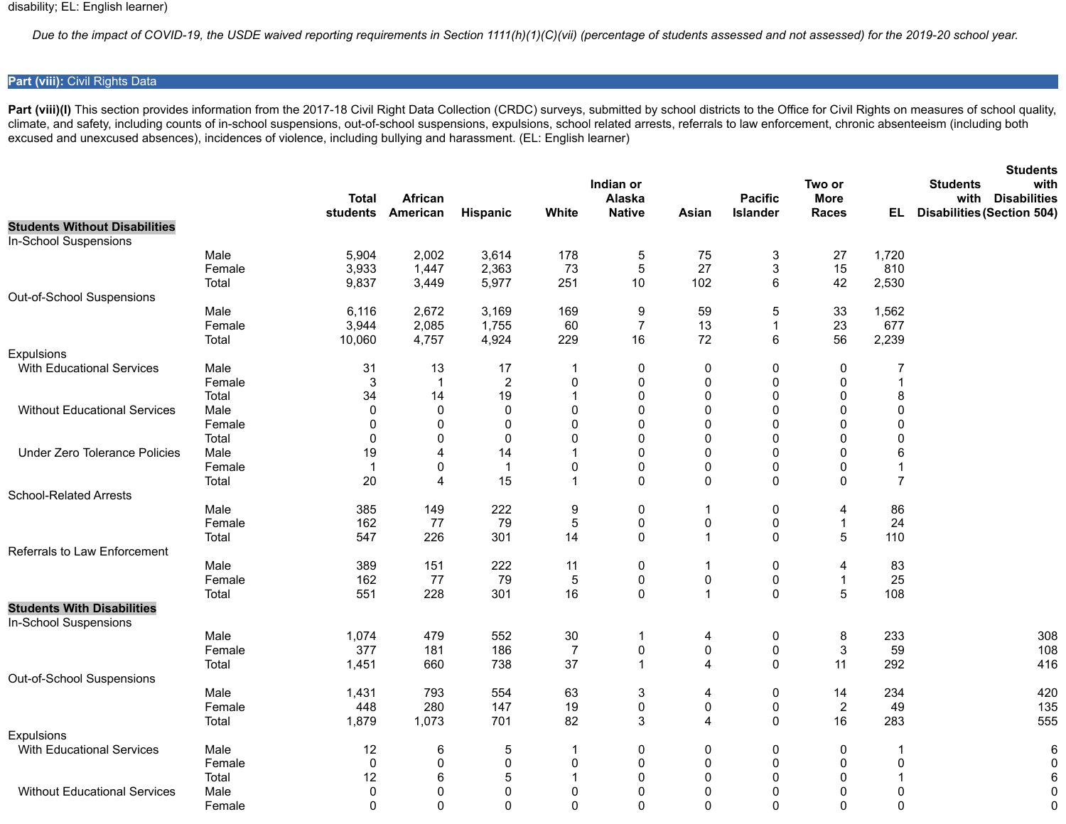disability; EL: English learner)

*Due to the impact of COVID-19, the USDE waived reporting requirements in Section 1111(h)(1)(C)(vii) (percentage of students assessed and not assessed) for the 2019-20 school year.*

## Part (viii): Civil Rights Data

**Part (viii)(I)** This section provides information from the 2017-18 Civil Right Data Collection (CRDC) surveys, submitted by school districts to the Office for Civil Rights on measures of school quality, climate, and safety, including counts of in-school suspensions, out-of-school suspensions, expulsions, school related arrests, referrals to law enforcement, chronic absenteeism (including both excused and unexcused absences), incidences of violence, including bullying and harassment. (EL: English learner)

| | | Total students | African American | Hispanic | White | Indian or Alaska Native | Asian | Pacific Islander | Two or More Races | EL | Students with Disabilities | Students with Disabilities (Section 504) |
|---|---|---|---|---|---|---|---|---|---|---|---|---|
| **Students Without Disabilities** | | | | | | | | | | | | |
| In-School Suspensions | | | | | | | | | | | | |
| | Male | 5,904 | 2,002 | 3,614 | 178 | 5 | 75 | 3 | 27 | 1,720 | | |
| | Female | 3,933 | 1,447 | 2,363 | 73 | 5 | 27 | 3 | 15 | 810 | | |
| | Total | 9,837 | 3,449 | 5,977 | 251 | 10 | 102 | 6 | 42 | 2,530 | | |
| Out-of-School Suspensions | | | | | | | | | | | | |
| | Male | 6,116 | 2,672 | 3,169 | 169 | 9 | 59 | 5 | 33 | 1,562 | | |
| | Female | 3,944 | 2,085 | 1,755 | 60 | 7 | 13 | 1 | 23 | 677 | | |
| | Total | 10,060 | 4,757 | 4,924 | 229 | 16 | 72 | 6 | 56 | 2,239 | | |
| Expulsions | | | | | | | | | | | | |
| With Educational Services | Male | 31 | 13 | 17 | 1 | 0 | 0 | 0 | 0 | 7 | | |
| | Female | 3 | 1 | 2 | 0 | 0 | 0 | 0 | 0 | 1 | | |
| | Total | 34 | 14 | 19 | 1 | 0 | 0 | 0 | 0 | 8 | | |
| Without Educational Services | Male | 0 | 0 | 0 | 0 | 0 | 0 | 0 | 0 | 0 | | |
| | Female | 0 | 0 | 0 | 0 | 0 | 0 | 0 | 0 | 0 | | |
| | Total | 0 | 0 | 0 | 0 | 0 | 0 | 0 | 0 | 0 | | |
| Under Zero Tolerance Policies | Male | 19 | 4 | 14 | 1 | 0 | 0 | 0 | 0 | 6 | | |
| | Female | 1 | 0 | 1 | 0 | 0 | 0 | 0 | 0 | 1 | | |
| | Total | 20 | 4 | 15 | 1 | 0 | 0 | 0 | 0 | 7 | | |
| School-Related Arrests | | | | | | | | | | | | |
| | Male | 385 | 149 | 222 | 9 | 0 | 1 | 0 | 4 | 86 | | |
| | Female | 162 | 77 | 79 | 5 | 0 | 0 | 0 | 1 | 24 | | |
| | Total | 547 | 226 | 301 | 14 | 0 | 1 | 0 | 5 | 110 | | |
| Referrals to Law Enforcement | | | | | | | | | | | | |
| | Male | 389 | 151 | 222 | 11 | 0 | 1 | 0 | 4 | 83 | | |
| | Female | 162 | 77 | 79 | 5 | 0 | 0 | 0 | 1 | 25 | | |
| | Total | 551 | 228 | 301 | 16 | 0 | 1 | 0 | 5 | 108 | | |
| **Students With Disabilities** | | | | | | | | | | | | |
| In-School Suspensions | | | | | | | | | | | | |
| | Male | 1,074 | 479 | 552 | 30 | 1 | 4 | 0 | 8 | 233 | | 308 |
| | Female | 377 | 181 | 186 | 7 | 0 | 0 | 0 | 3 | 59 | | 108 |
| | Total | 1,451 | 660 | 738 | 37 | 1 | 4 | 0 | 11 | 292 | | 416 |
| Out-of-School Suspensions | | | | | | | | | | | | |
| | Male | 1,431 | 793 | 554 | 63 | 3 | 4 | 0 | 14 | 234 | | 420 |
| | Female | 448 | 280 | 147 | 19 | 0 | 0 | 0 | 2 | 49 | | 135 |
| | Total | 1,879 | 1,073 | 701 | 82 | 3 | 4 | 0 | 16 | 283 | | 555 |
| Expulsions | | | | | | | | | | | | |
| With Educational Services | Male | 12 | 6 | 5 | 1 | 0 | 0 | 0 | 0 | 1 | | 6 |
| | Female | 0 | 0 | 0 | 0 | 0 | 0 | 0 | 0 | 0 | | 0 |
| | Total | 12 | 6 | 5 | 1 | 0 | 0 | 0 | 0 | 1 | | 6 |
| Without Educational Services | Male | 0 | 0 | 0 | 0 | 0 | 0 | 0 | 0 | 0 | | 0 |
| | Female | 0 | 0 | 0 | 0 | 0 | 0 | 0 | 0 | 0 | | 0 |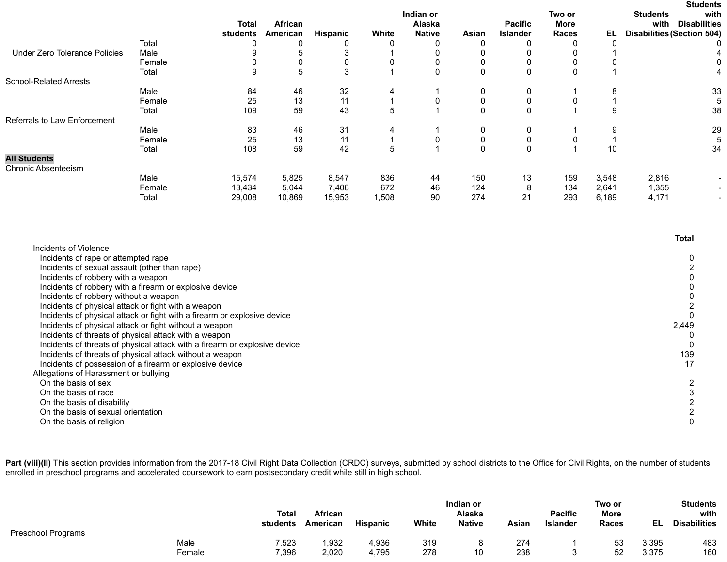| | | Total students | African American | Hispanic | White | Indian or Alaska Native | Asian | Pacific Islander | Two or More Races | EL | Students with Disabilities | Students with Disabilities (Section 504) |
|---|---|---|---|---|---|---|---|---|---|---|---|---|
| | Total | 0 | 0 | 0 | 0 | 0 | 0 | 0 | 0 | 0 | | 0 |
| Under Zero Tolerance Policies | Male | 9 | 5 | 3 | 1 | 0 | 0 | 0 | 0 | 1 | | 4 |
| | Female | 0 | 0 | 0 | 0 | 0 | 0 | 0 | 0 | 0 | | 0 |
| | Total | 9 | 5 | 3 | 1 | 0 | 0 | 0 | 0 | 1 | | 4 |
| School-Related Arrests | | | | | | | | | | | | |
| | Male | 84 | 46 | 32 | 4 | 1 | 0 | 0 | 1 | 8 | | 33 |
| | Female | 25 | 13 | 11 | 1 | 0 | 0 | 0 | 0 | 1 | | 5 |
| | Total | 109 | 59 | 43 | 5 | 1 | 0 | 0 | 1 | 9 | | 38 |
| Referrals to Law Enforcement | | | | | | | | | | | | |
| | Male | 83 | 46 | 31 | 4 | 1 | 0 | 0 | 1 | 9 | | 29 |
| | Female | 25 | 13 | 11 | 1 | 0 | 0 | 0 | 0 | 1 | | 5 |
| | Total | 108 | 59 | 42 | 5 | 1 | 0 | 0 | 1 | 10 | | 34 |
| **All Students** | | | | | | | | | | | | |
| Chronic Absenteeism | | | | | | | | | | | | |
| | Male | 15,574 | 5,825 | 8,547 | 836 | 44 | 150 | 13 | 159 | 3,548 | 2,816 | - |
| | Female | 13,434 | 5,044 | 7,406 | 672 | 46 | 124 | 8 | 134 | 2,641 | 1,355 | - |
| | Total | 29,008 | 10,869 | 15,953 | 1,508 | 90 | 274 | 21 | 293 | 6,189 | 4,171 | - |

| | Total |
|---|---|
| Incidents of Violence | |
| Incidents of rape or attempted rape | 0 |
| Incidents of sexual assault (other than rape) | 2 |
| Incidents of robbery with a weapon | 0 |
| Incidents of robbery with a firearm or explosive device | 0 |
| Incidents of robbery without a weapon | 0 |
| Incidents of physical attack or fight with a weapon | 2 |
| Incidents of physical attack or fight with a firearm or explosive device | 0 |
| Incidents of physical attack or fight without a weapon | 2,449 |
| Incidents of threats of physical attack with a weapon | 0 |
| Incidents of threats of physical attack with a firearm or explosive device | 0 |
| Incidents of threats of physical attack without a weapon | 139 |
| Incidents of possession of a firearm or explosive device | 17 |
| Allegations of Harassment or bullying | |
| On the basis of sex | 2 |
| On the basis of race | 3 |
| On the basis of disability | 2 |
| On the basis of sexual orientation | 2 |
| On the basis of religion | 0 |

**Part (viii)(II)** This section provides information from the 2017-18 Civil Right Data Collection (CRDC) surveys, submitted by school districts to the Office for Civil Rights, on the number of students enrolled in preschool programs and accelerated coursework to earn postsecondary credit while still in high school.

| | | Total students | African American | Hispanic | White | Indian or Alaska Native | Asian | Pacific Islander | Two or More Races | EL | Students with Disabilities |
|---|---|---|---|---|---|---|---|---|---|---|---|
| Preschool Programs | | | | | | | | | | | |
| | Male | 7,523 | 1,932 | 4,936 | 319 | 8 | 274 | 1 | 53 | 3,395 | 483 |
| | Female | 7,396 | 2,020 | 4,795 | 278 | 10 | 238 | 3 | 52 | 3,375 | 160 |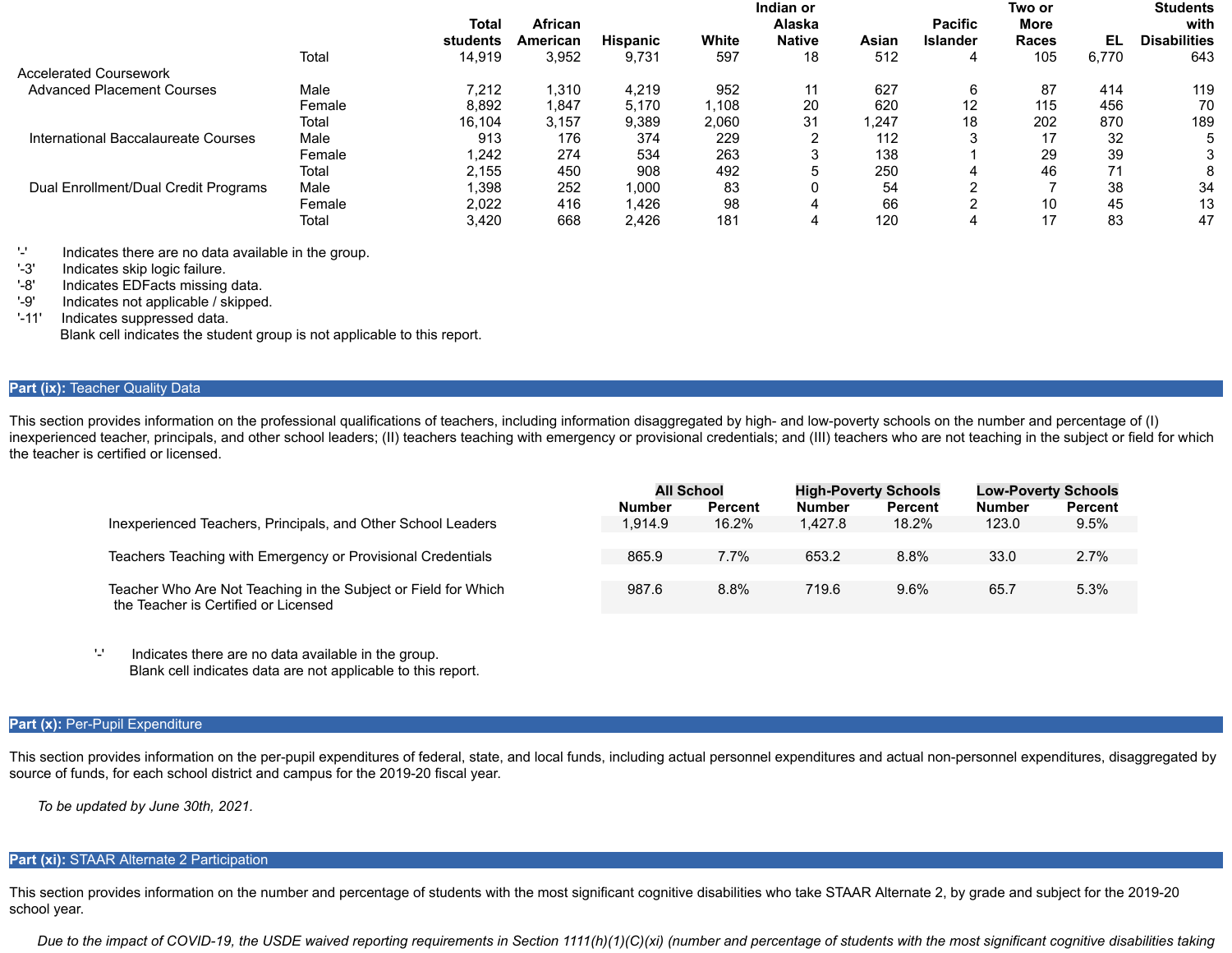| | | Total students | African American | Hispanic | White | Indian or Alaska Native | Asian | Pacific Islander | Two or More Races | EL | Students with Disabilities |
|---|---|---|---|---|---|---|---|---|---|---|---|
| | Total | 14,919 | 3,952 | 9,731 | 597 | 18 | 512 | 4 | 105 | 6,770 | 643 |
| Accelerated Coursework | | | | | | | | | | | |
| Advanced Placement Courses | Male | 7,212 | 1,310 | 4,219 | 952 | 11 | 627 | 6 | 87 | 414 | 119 |
| | Female | 8,892 | 1,847 | 5,170 | 1,108 | 20 | 620 | 12 | 115 | 456 | 70 |
| | Total | 16,104 | 3,157 | 9,389 | 2,060 | 31 | 1,247 | 18 | 202 | 870 | 189 |
| International Baccalaureate Courses | Male | 913 | 176 | 374 | 229 | 2 | 112 | 3 | 17 | 32 | 5 |
| | Female | 1,242 | 274 | 534 | 263 | 3 | 138 | 1 | 29 | 39 | 3 |
| | Total | 2,155 | 450 | 908 | 492 | 5 | 250 | 4 | 46 | 71 | 8 |
| Dual Enrollment/Dual Credit Programs | Male | 1,398 | 252 | 1,000 | 83 | 0 | 54 | 2 | 7 | 38 | 34 |
| | Female | 2,022 | 416 | 1,426 | 98 | 4 | 66 | 2 | 10 | 45 | 13 |
| | Total | 3,420 | 668 | 2,426 | 181 | 4 | 120 | 4 | 17 | 83 | 47 |

'-' Indicates there are no data available in the group.
'-3' Indicates skip logic failure.
'-8' Indicates EDFacts missing data.
'-9' Indicates not applicable / skipped.
'-11' Indicates suppressed data.
Blank cell indicates the student group is not applicable to this report.

## Part (ix): Teacher Quality Data

This section provides information on the professional qualifications of teachers, including information disaggregated by high- and low-poverty schools on the number and percentage of (I) inexperienced teacher, principals, and other school leaders; (II) teachers teaching with emergency or provisional credentials; and (III) teachers who are not teaching in the subject or field for which the teacher is certified or licensed.

| | All School | | High-Poverty Schools | | Low-Poverty Schools | |
|---|---|---|---|---|---|---|
| | Number | Percent | Number | Percent | Number | Percent |
| Inexperienced Teachers, Principals, and Other School Leaders | 1,914.9 | 16.2% | 1,427.8 | 18.2% | 123.0 | 9.5% |
| Teachers Teaching with Emergency or Provisional Credentials | 865.9 | 7.7% | 653.2 | 8.8% | 33.0 | 2.7% |
| Teacher Who Are Not Teaching in the Subject or Field for Which the Teacher is Certified or Licensed | 987.6 | 8.8% | 719.6 | 9.6% | 65.7 | 5.3% |

'-' Indicates there are no data available in the group.
Blank cell indicates data are not applicable to this report.

## Part (x): Per-Pupil Expenditure

This section provides information on the per-pupil expenditures of federal, state, and local funds, including actual personnel expenditures and actual non-personnel expenditures, disaggregated by source of funds, for each school district and campus for the 2019-20 fiscal year.

*To be updated by June 30th, 2021.*

## Part (xi): STAAR Alternate 2 Participation

This section provides information on the number and percentage of students with the most significant cognitive disabilities who take STAAR Alternate 2, by grade and subject for the 2019-20 school year.

*Due to the impact of COVID-19, the USDE waived reporting requirements in Section 1111(h)(1)(C)(xi) (number and percentage of students with the most significant cognitive disabilities taking*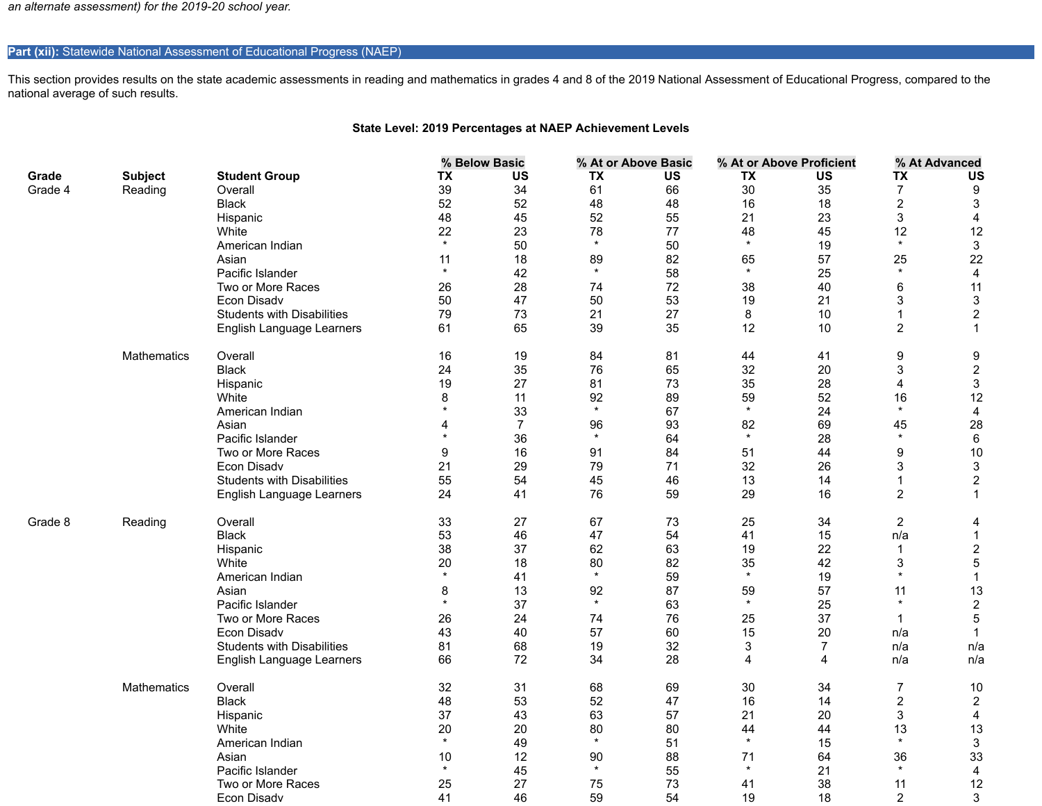*an alternate assessment) for the 2019-20 school year.*

## Part (xii): Statewide National Assessment of Educational Progress (NAEP)

This section provides results on the state academic assessments in reading and mathematics in grades 4 and 8 of the 2019 National Assessment of Educational Progress, compared to the national average of such results.

**State Level: 2019 Percentages at NAEP Achievement Levels**

| | | | % Below Basic | | % At or Above Basic | | % At or Above Proficient | | % At Advanced | |
|---|---|---|---|---|---|---|---|---|---|---|
| **Grade** | **Subject** | **Student Group** | **TX** | **US** | **TX** | **US** | **TX** | **US** | **TX** | **US** |
| Grade 4 | Reading | Overall | 39 | 34 | 61 | 66 | 30 | 35 | 7 | 9 |
| | | Black | 52 | 52 | 48 | 48 | 16 | 18 | 2 | 3 |
| | | Hispanic | 48 | 45 | 52 | 55 | 21 | 23 | 3 | 4 |
| | | White | 22 | 23 | 78 | 77 | 48 | 45 | 12 | 12 |
| | | American Indian | * | 50 | * | 50 | * | 19 | * | 3 |
| | | Asian | 11 | 18 | 89 | 82 | 65 | 57 | 25 | 22 |
| | | Pacific Islander | * | 42 | * | 58 | * | 25 | * | 4 |
| | | Two or More Races | 26 | 28 | 74 | 72 | 38 | 40 | 6 | 11 |
| | | Econ Disadv | 50 | 47 | 50 | 53 | 19 | 21 | 3 | 3 |
| | | Students with Disabilities | 79 | 73 | 21 | 27 | 8 | 10 | 1 | 2 |
| | | English Language Learners | 61 | 65 | 39 | 35 | 12 | 10 | 2 | 1 |
| | Mathematics | Overall | 16 | 19 | 84 | 81 | 44 | 41 | 9 | 9 |
| | | Black | 24 | 35 | 76 | 65 | 32 | 20 | 3 | 2 |
| | | Hispanic | 19 | 27 | 81 | 73 | 35 | 28 | 4 | 3 |
| | | White | 8 | 11 | 92 | 89 | 59 | 52 | 16 | 12 |
| | | American Indian | * | 33 | * | 67 | * | 24 | * | 4 |
| | | Asian | 4 | 7 | 96 | 93 | 82 | 69 | 45 | 28 |
| | | Pacific Islander | * | 36 | * | 64 | * | 28 | * | 6 |
| | | Two or More Races | 9 | 16 | 91 | 84 | 51 | 44 | 9 | 10 |
| | | Econ Disadv | 21 | 29 | 79 | 71 | 32 | 26 | 3 | 3 |
| | | Students with Disabilities | 55 | 54 | 45 | 46 | 13 | 14 | 1 | 2 |
| | | English Language Learners | 24 | 41 | 76 | 59 | 29 | 16 | 2 | 1 |
| Grade 8 | Reading | Overall | 33 | 27 | 67 | 73 | 25 | 34 | 2 | 4 |
| | | Black | 53 | 46 | 47 | 54 | 41 | 15 | n/a | 1 |
| | | Hispanic | 38 | 37 | 62 | 63 | 19 | 22 | 1 | 2 |
| | | White | 20 | 18 | 80 | 82 | 35 | 42 | 3 | 5 |
| | | American Indian | * | 41 | * | 59 | * | 19 | * | 1 |
| | | Asian | 8 | 13 | 92 | 87 | 59 | 57 | 11 | 13 |
| | | Pacific Islander | * | 37 | * | 63 | * | 25 | * | 2 |
| | | Two or More Races | 26 | 24 | 74 | 76 | 25 | 37 | 1 | 5 |
| | | Econ Disadv | 43 | 40 | 57 | 60 | 15 | 20 | n/a | 1 |
| | | Students with Disabilities | 81 | 68 | 19 | 32 | 3 | 7 | n/a | n/a |
| | | English Language Learners | 66 | 72 | 34 | 28 | 4 | 4 | n/a | n/a |
| | Mathematics | Overall | 32 | 31 | 68 | 69 | 30 | 34 | 7 | 10 |
| | | Black | 48 | 53 | 52 | 47 | 16 | 14 | 2 | 2 |
| | | Hispanic | 37 | 43 | 63 | 57 | 21 | 20 | 3 | 4 |
| | | White | 20 | 20 | 80 | 80 | 44 | 44 | 13 | 13 |
| | | American Indian | * | 49 | * | 51 | * | 15 | * | 3 |
| | | Asian | 10 | 12 | 90 | 88 | 71 | 64 | 36 | 33 |
| | | Pacific Islander | * | 45 | * | 55 | * | 21 | * | 4 |
| | | Two or More Races | 25 | 27 | 75 | 73 | 41 | 38 | 11 | 12 |
| | | Econ Disadv | 41 | 46 | 59 | 54 | 19 | 18 | 2 | 3 |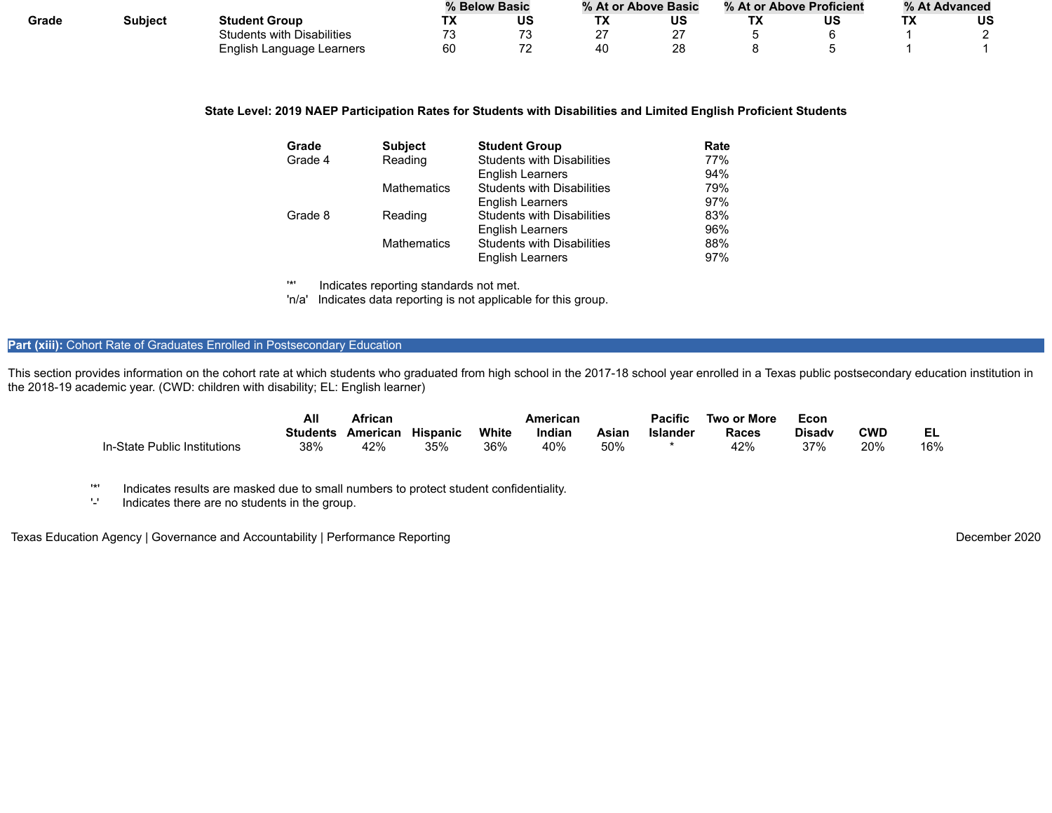| Grade | Subject | Student Group | % Below Basic | | % At or Above Basic | | % At or Above Proficient | | % At Advanced | |
|---|---|---|---|---|---|---|---|---|---|---|
| | | | TX | US | TX | US | TX | US | TX | US |
| | | Students with Disabilities | 73 | 73 | 27 | 27 | 5 | 6 | 1 | 2 |
| | | English Language Learners | 60 | 72 | 40 | 28 | 8 | 5 | 1 | 1 |

**State Level: 2019 NAEP Participation Rates for Students with Disabilities and Limited English Proficient Students**

| Grade | Subject | Student Group | Rate |
|---|---|---|---|
| Grade 4 | Reading | Students with Disabilities | 77% |
| | | English Learners | 94% |
| | Mathematics | Students with Disabilities | 79% |
| | | English Learners | 97% |
| Grade 8 | Reading | Students with Disabilities | 83% |
| | | English Learners | 96% |
| | Mathematics | Students with Disabilities | 88% |
| | | English Learners | 97% |

'*' Indicates reporting standards not met.
'n/a' Indicates data reporting is not applicable for this group.

## Part (xiii): Cohort Rate of Graduates Enrolled in Postsecondary Education

This section provides information on the cohort rate at which students who graduated from high school in the 2017-18 school year enrolled in a Texas public postsecondary education institution in the 2018-19 academic year. (CWD: children with disability; EL: English learner)

| | All Students | African American | Hispanic | White | American Indian | Asian | Pacific Islander | Two or More Races | Econ Disadv | CWD | EL |
|---|---|---|---|---|---|---|---|---|---|---|---|
| In-State Public Institutions | 38% | 42% | 35% | 36% | 40% | 50% | * | 42% | 37% | 20% | 16% |

'*' Indicates results are masked due to small numbers to protect student confidentiality.
'-' Indicates there are no students in the group.

Texas Education Agency | Governance and Accountability | Performance Reporting December 2020